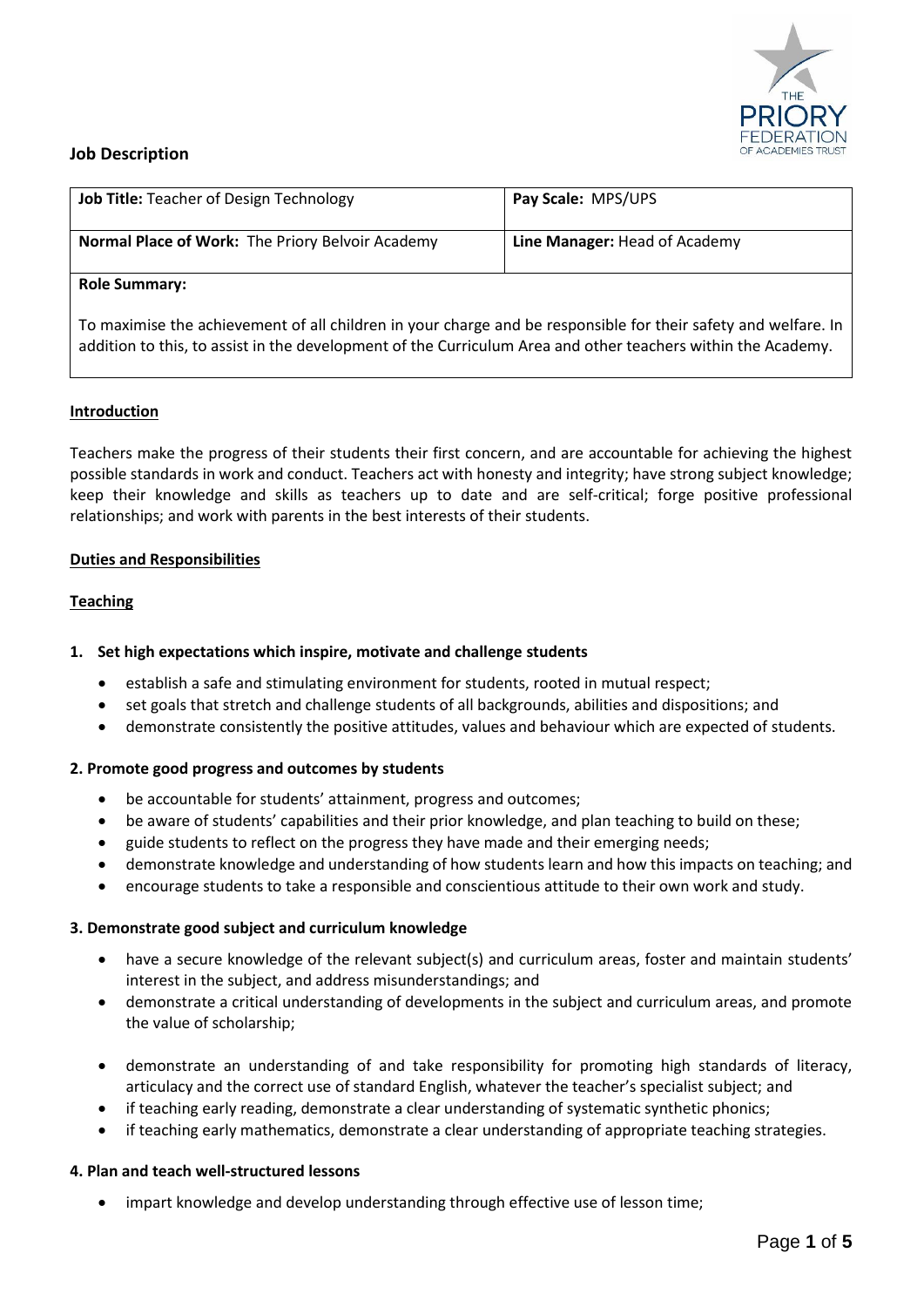## Job Description

| **Job Title:** Teacher of Design Technology | **Pay Scale:** MPS/UPS |
|---|---|
| **Normal Place of Work:** The Priory Belvoir Academy | **Line Manager:** Head of Academy |

**Role Summary:**

To maximise the achievement of all children in your charge and be responsible for their safety and welfare. In addition to this, to assist in the development of the Curriculum Area and other teachers within the Academy.

### Introduction

Teachers make the progress of their students their first concern, and are accountable for achieving the highest possible standards in work and conduct. Teachers act with honesty and integrity; have strong subject knowledge; keep their knowledge and skills as teachers up to date and are self-critical; forge positive professional relationships; and work with parents in the best interests of their students.

### Duties and Responsibilities

### Teaching

**1. Set high expectations which inspire, motivate and challenge students**

- establish a safe and stimulating environment for students, rooted in mutual respect;
- set goals that stretch and challenge students of all backgrounds, abilities and dispositions; and
- demonstrate consistently the positive attitudes, values and behaviour which are expected of students.

**2. Promote good progress and outcomes by students**

- be accountable for students' attainment, progress and outcomes;
- be aware of students' capabilities and their prior knowledge, and plan teaching to build on these;
- guide students to reflect on the progress they have made and their emerging needs;
- demonstrate knowledge and understanding of how students learn and how this impacts on teaching; and
- encourage students to take a responsible and conscientious attitude to their own work and study.

**3. Demonstrate good subject and curriculum knowledge**

- have a secure knowledge of the relevant subject(s) and curriculum areas, foster and maintain students' interest in the subject, and address misunderstandings; and
- demonstrate a critical understanding of developments in the subject and curriculum areas, and promote the value of scholarship;
- demonstrate an understanding of and take responsibility for promoting high standards of literacy, articulacy and the correct use of standard English, whatever the teacher's specialist subject; and
- if teaching early reading, demonstrate a clear understanding of systematic synthetic phonics;
- if teaching early mathematics, demonstrate a clear understanding of appropriate teaching strategies.

**4. Plan and teach well-structured lessons**

- impart knowledge and develop understanding through effective use of lesson time;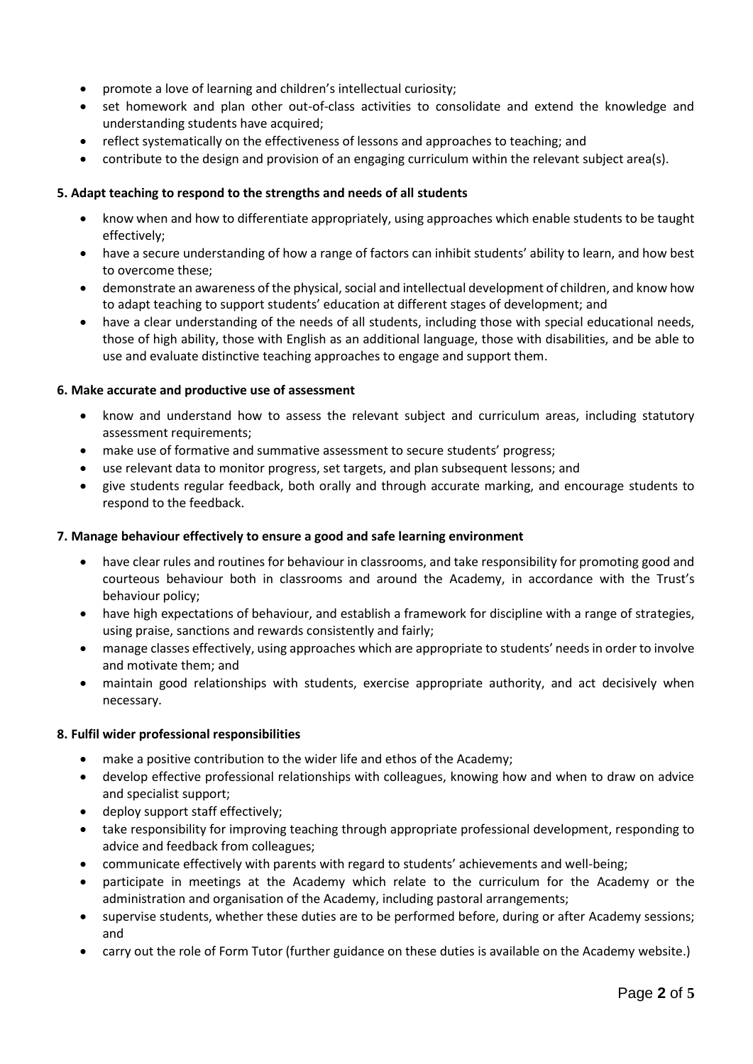- promote a love of learning and children's intellectual curiosity;
- set homework and plan other out-of-class activities to consolidate and extend the knowledge and understanding students have acquired;
- reflect systematically on the effectiveness of lessons and approaches to teaching; and
- contribute to the design and provision of an engaging curriculum within the relevant subject area(s).

**5. Adapt teaching to respond to the strengths and needs of all students**

- know when and how to differentiate appropriately, using approaches which enable students to be taught effectively;
- have a secure understanding of how a range of factors can inhibit students' ability to learn, and how best to overcome these;
- demonstrate an awareness of the physical, social and intellectual development of children, and know how to adapt teaching to support students' education at different stages of development; and
- have a clear understanding of the needs of all students, including those with special educational needs, those of high ability, those with English as an additional language, those with disabilities, and be able to use and evaluate distinctive teaching approaches to engage and support them.

**6. Make accurate and productive use of assessment**

- know and understand how to assess the relevant subject and curriculum areas, including statutory assessment requirements;
- make use of formative and summative assessment to secure students' progress;
- use relevant data to monitor progress, set targets, and plan subsequent lessons; and
- give students regular feedback, both orally and through accurate marking, and encourage students to respond to the feedback.

**7. Manage behaviour effectively to ensure a good and safe learning environment**

- have clear rules and routines for behaviour in classrooms, and take responsibility for promoting good and courteous behaviour both in classrooms and around the Academy, in accordance with the Trust's behaviour policy;
- have high expectations of behaviour, and establish a framework for discipline with a range of strategies, using praise, sanctions and rewards consistently and fairly;
- manage classes effectively, using approaches which are appropriate to students' needs in order to involve and motivate them; and
- maintain good relationships with students, exercise appropriate authority, and act decisively when necessary.

**8. Fulfil wider professional responsibilities**

- make a positive contribution to the wider life and ethos of the Academy;
- develop effective professional relationships with colleagues, knowing how and when to draw on advice and specialist support;
- deploy support staff effectively;
- take responsibility for improving teaching through appropriate professional development, responding to advice and feedback from colleagues;
- communicate effectively with parents with regard to students' achievements and well-being;
- participate in meetings at the Academy which relate to the curriculum for the Academy or the administration and organisation of the Academy, including pastoral arrangements;
- supervise students, whether these duties are to be performed before, during or after Academy sessions; and
- carry out the role of Form Tutor (further guidance on these duties is available on the Academy website.)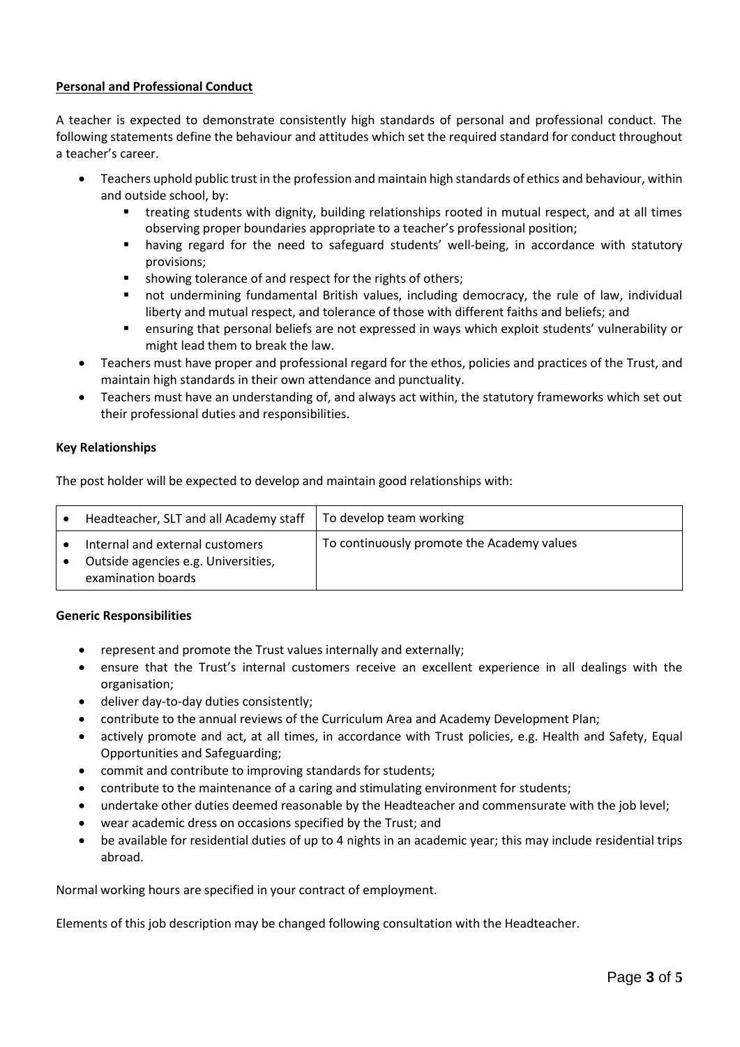**Personal and Professional Conduct**

A teacher is expected to demonstrate consistently high standards of personal and professional conduct. The following statements define the behaviour and attitudes which set the required standard for conduct throughout a teacher's career.

- Teachers uphold public trust in the profession and maintain high standards of ethics and behaviour, within and outside school, by:
  - treating students with dignity, building relationships rooted in mutual respect, and at all times observing proper boundaries appropriate to a teacher's professional position;
  - having regard for the need to safeguard students' well-being, in accordance with statutory provisions;
  - showing tolerance of and respect for the rights of others;
  - not undermining fundamental British values, including democracy, the rule of law, individual liberty and mutual respect, and tolerance of those with different faiths and beliefs; and
  - ensuring that personal beliefs are not expressed in ways which exploit students' vulnerability or might lead them to break the law.
- Teachers must have proper and professional regard for the ethos, policies and practices of the Trust, and maintain high standards in their own attendance and punctuality.
- Teachers must have an understanding of, and always act within, the statutory frameworks which set out their professional duties and responsibilities.

**Key Relationships**

The post holder will be expected to develop and maintain good relationships with:

| | |
|---|---|
| • Headteacher, SLT and all Academy staff | To develop team working |
| • Internal and external customers<br>• Outside agencies e.g. Universities, examination boards | To continuously promote the Academy values |

**Generic Responsibilities**

- represent and promote the Trust values internally and externally;
- ensure that the Trust's internal customers receive an excellent experience in all dealings with the organisation;
- deliver day-to-day duties consistently;
- contribute to the annual reviews of the Curriculum Area and Academy Development Plan;
- actively promote and act, at all times, in accordance with Trust policies, e.g. Health and Safety, Equal Opportunities and Safeguarding;
- commit and contribute to improving standards for students;
- contribute to the maintenance of a caring and stimulating environment for students;
- undertake other duties deemed reasonable by the Headteacher and commensurate with the job level;
- wear academic dress on occasions specified by the Trust; and
- be available for residential duties of up to 4 nights in an academic year; this may include residential trips abroad.

Normal working hours are specified in your contract of employment.

Elements of this job description may be changed following consultation with the Headteacher.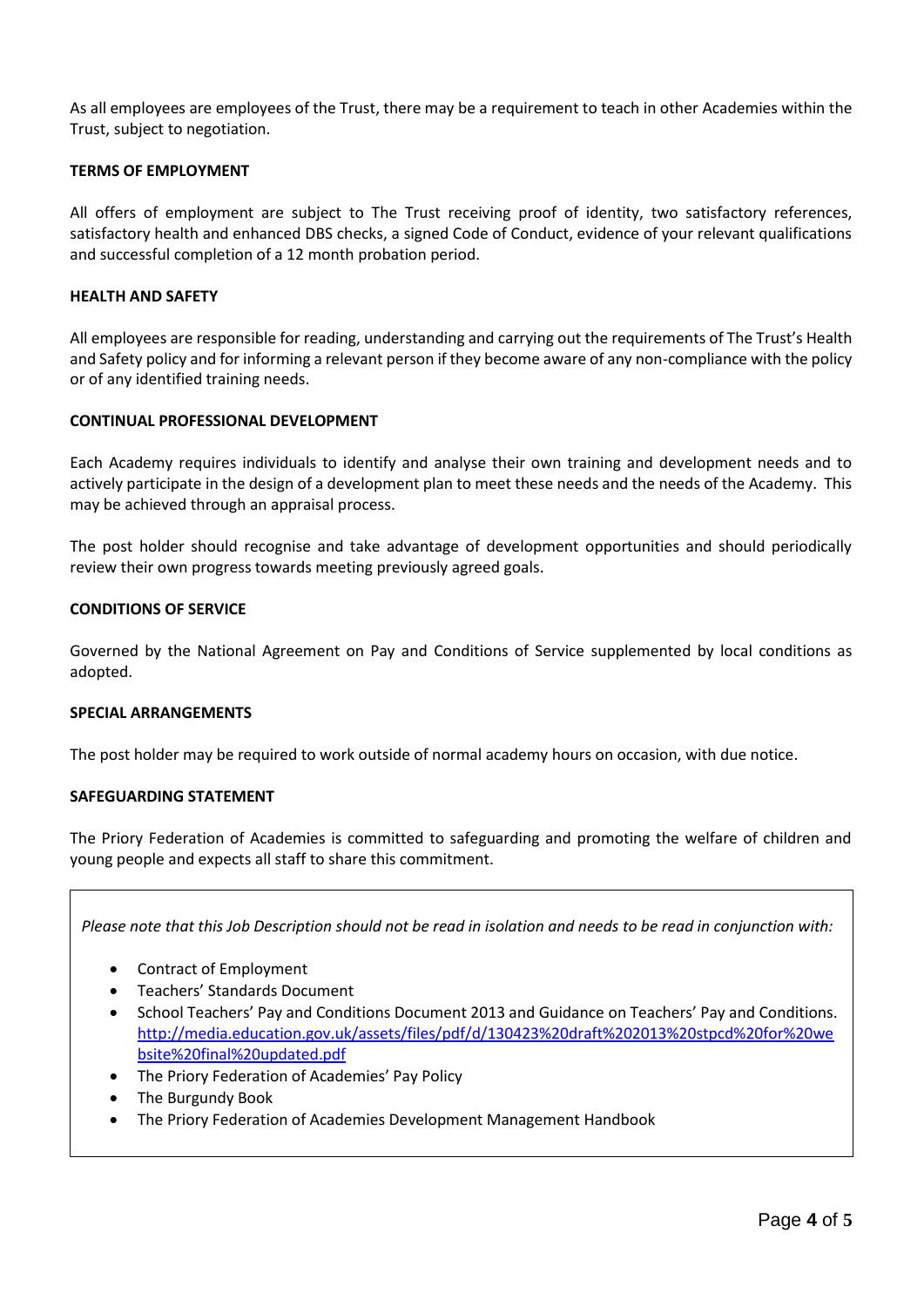As all employees are employees of the Trust, there may be a requirement to teach in other Academies within the Trust, subject to negotiation.

**TERMS OF EMPLOYMENT**

All offers of employment are subject to The Trust receiving proof of identity, two satisfactory references, satisfactory health and enhanced DBS checks, a signed Code of Conduct, evidence of your relevant qualifications and successful completion of a 12 month probation period.

**HEALTH AND SAFETY**

All employees are responsible for reading, understanding and carrying out the requirements of The Trust's Health and Safety policy and for informing a relevant person if they become aware of any non-compliance with the policy or of any identified training needs.

**CONTINUAL PROFESSIONAL DEVELOPMENT**

Each Academy requires individuals to identify and analyse their own training and development needs and to actively participate in the design of a development plan to meet these needs and the needs of the Academy. This may be achieved through an appraisal process.

The post holder should recognise and take advantage of development opportunities and should periodically review their own progress towards meeting previously agreed goals.

**CONDITIONS OF SERVICE**

Governed by the National Agreement on Pay and Conditions of Service supplemented by local conditions as adopted.

**SPECIAL ARRANGEMENTS**

The post holder may be required to work outside of normal academy hours on occasion, with due notice.

**SAFEGUARDING STATEMENT**

The Priory Federation of Academies is committed to safeguarding and promoting the welfare of children and young people and expects all staff to share this commitment.

*Please note that this Job Description should not be read in isolation and needs to be read in conjunction with:*

- Contract of Employment
- Teachers' Standards Document
- School Teachers' Pay and Conditions Document 2013 and Guidance on Teachers' Pay and Conditions. http://media.education.gov.uk/assets/files/pdf/d/130423%20draft%202013%20stpcd%20for%20website%20final%20updated.pdf
- The Priory Federation of Academies' Pay Policy
- The Burgundy Book
- The Priory Federation of Academies Development Management Handbook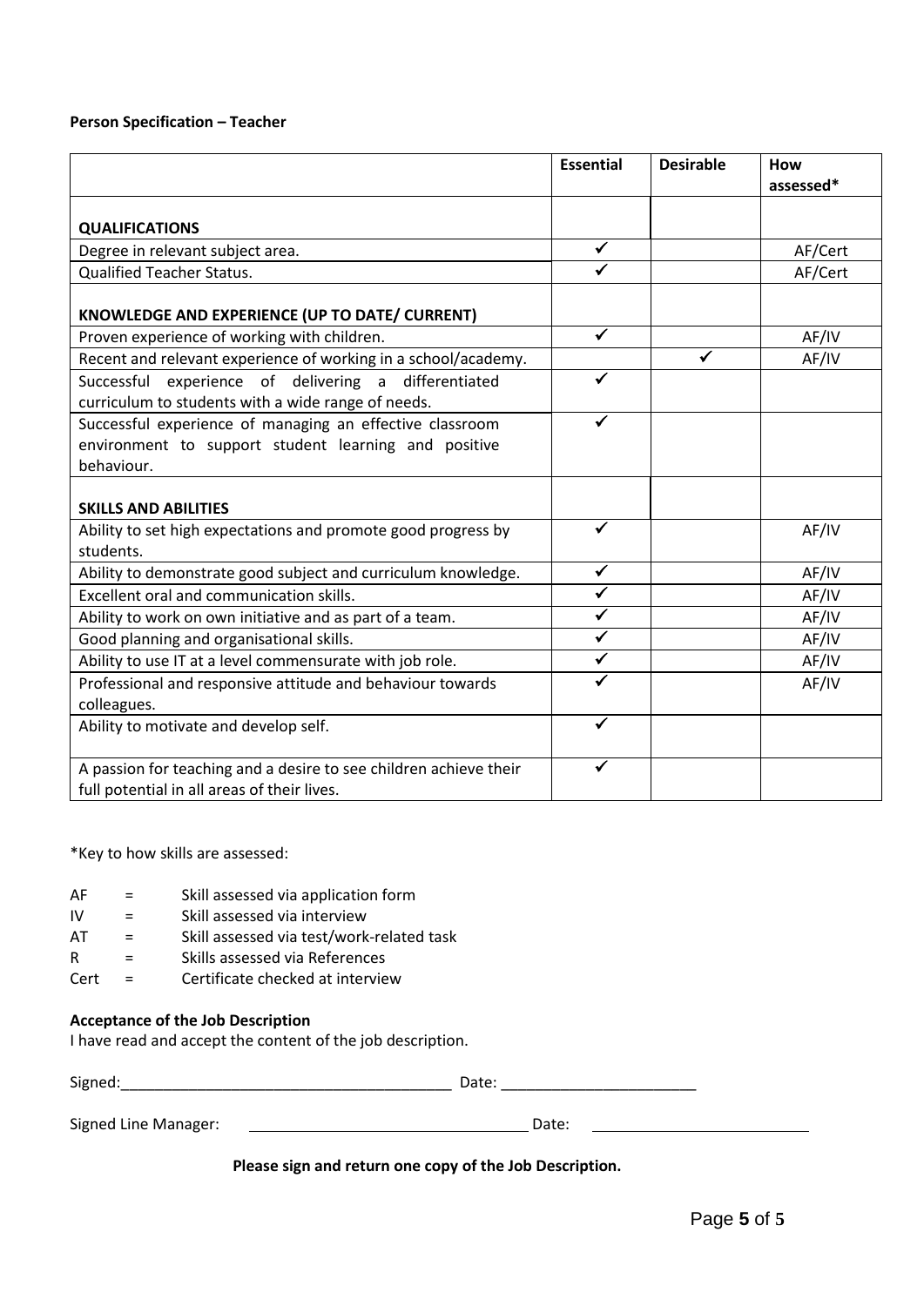**Person Specification – Teacher**

| | Essential | Desirable | How assessed* |
|---|---|---|---|
| **QUALIFICATIONS** | | | |
| Degree in relevant subject area. | ✓ | | AF/Cert |
| Qualified Teacher Status. | ✓ | | AF/Cert |
| **KNOWLEDGE AND EXPERIENCE (UP TO DATE/ CURRENT)** | | | |
| Proven experience of working with children. | ✓ | | AF/IV |
| Recent and relevant experience of working in a school/academy. | | ✓ | AF/IV |
| Successful experience of delivering a differentiated curriculum to students with a wide range of needs. | ✓ | | |
| Successful experience of managing an effective classroom environment to support student learning and positive behaviour. | ✓ | | |
| **SKILLS AND ABILITIES** | | | |
| Ability to set high expectations and promote good progress by students. | ✓ | | AF/IV |
| Ability to demonstrate good subject and curriculum knowledge. | ✓ | | AF/IV |
| Excellent oral and communication skills. | ✓ | | AF/IV |
| Ability to work on own initiative and as part of a team. | ✓ | | AF/IV |
| Good planning and organisational skills. | ✓ | | AF/IV |
| Ability to use IT at a level commensurate with job role. | ✓ | | AF/IV |
| Professional and responsive attitude and behaviour towards colleagues. | ✓ | | AF/IV |
| Ability to motivate and develop self. | ✓ | | |
| A passion for teaching and a desire to see children achieve their full potential in all areas of their lives. | ✓ | | |

*Key to how skills are assessed:

- AF = Skill assessed via application form
- IV = Skill assessed via interview
- AT = Skill assessed via test/work-related task
- R = Skills assessed via References
- Cert = Certificate checked at interview

**Acceptance of the Job Description**

I have read and accept the content of the job description.

Signed:_______________________________________ Date: _______________________

Signed Line Manager: _________________________________ Date: _________________________

**Please sign and return one copy of the Job Description.**